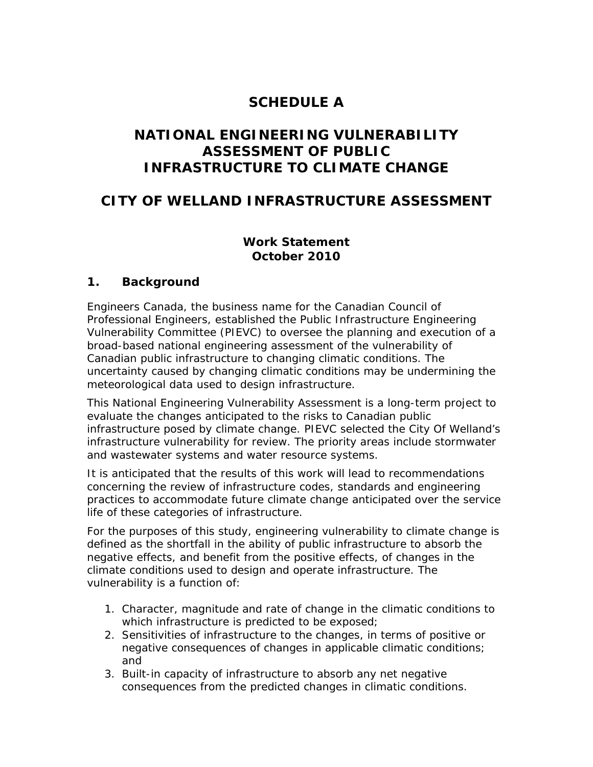# SCHEDULE A

# NATIONAL ENGINEERING VULNERABILITY ASSESSMENT OF PUBLIC INFRASTRUCTURE TO CLIMATE CHANGE

# CITY OF WELLAND INFRASTRUCTURE ASSESSMENT

**Work Statement**
**October 2010**

## 1. Background

Engineers Canada, the business name for the Canadian Council of Professional Engineers, established the Public Infrastructure Engineering Vulnerability Committee (PIEVC) to oversee the planning and execution of a broad-based national engineering assessment of the vulnerability of Canadian public infrastructure to changing climatic conditions. The uncertainty caused by changing climatic conditions may be undermining the meteorological data used to design infrastructure.

This National Engineering Vulnerability Assessment is a long-term project to evaluate the changes anticipated to the risks to Canadian public infrastructure posed by climate change. PIEVC selected the City Of Welland's infrastructure vulnerability for review. The priority areas include stormwater and wastewater systems and water resource systems.

It is anticipated that the results of this work will lead to recommendations concerning the review of infrastructure codes, standards and engineering practices to accommodate future climate change anticipated over the service life of these categories of infrastructure.

For the purposes of this study, engineering vulnerability to climate change is defined as the shortfall in the ability of public infrastructure to absorb the negative effects, and benefit from the positive effects, of changes in the climate conditions used to design and operate infrastructure. The vulnerability is a function of:

1. Character, magnitude and rate of change in the climatic conditions to which infrastructure is predicted to be exposed;
2. Sensitivities of infrastructure to the changes, in terms of positive or negative consequences of changes in applicable climatic conditions; and
3. Built-in capacity of infrastructure to absorb any net negative consequences from the predicted changes in climatic conditions.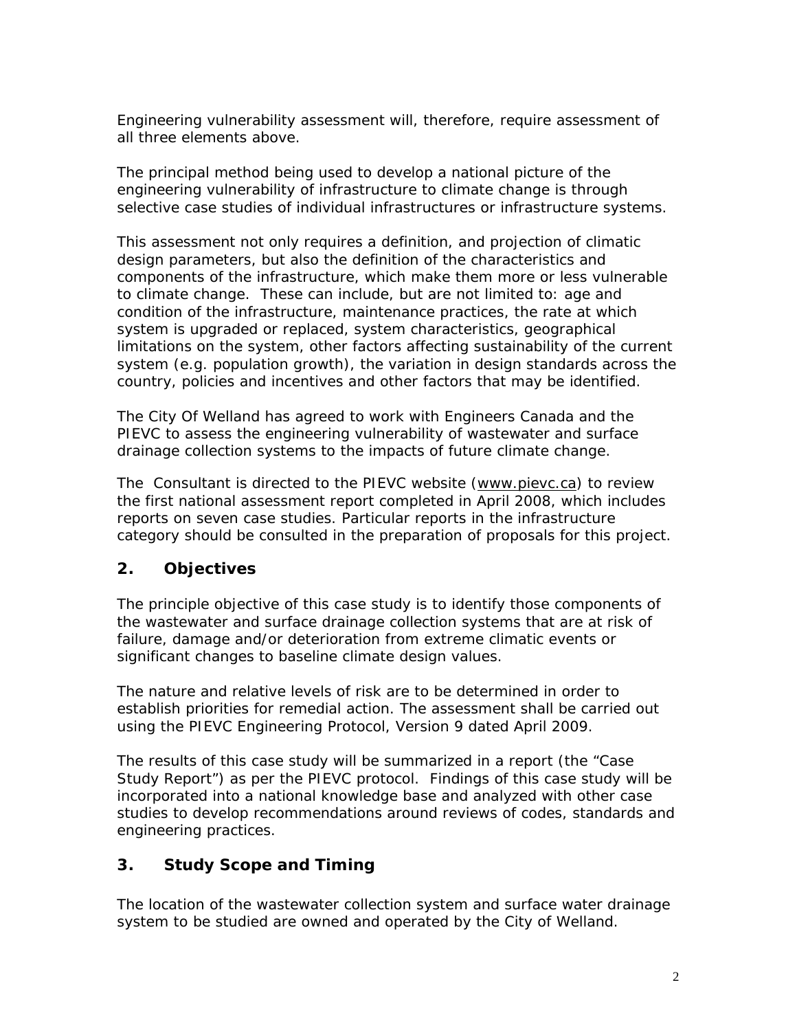Engineering vulnerability assessment will, therefore, require assessment of all three elements above.

The principal method being used to develop a national picture of the engineering vulnerability of infrastructure to climate change is through selective case studies of individual infrastructures or infrastructure systems.

This assessment not only requires a definition, and projection of climatic design parameters, but also the definition of the characteristics and components of the infrastructure, which make them more or less vulnerable to climate change. These can include, but are not limited to: age and condition of the infrastructure, maintenance practices, the rate at which system is upgraded or replaced, system characteristics, geographical limitations on the system, other factors affecting sustainability of the current system (e.g. population growth), the variation in design standards across the country, policies and incentives and other factors that may be identified.

The City Of Welland has agreed to work with Engineers Canada and the PIEVC to assess the engineering vulnerability of wastewater and surface drainage collection systems to the impacts of future climate change.

The Consultant is directed to the PIEVC website (www.pievc.ca) to review the first national assessment report completed in April 2008, which includes reports on seven case studies. Particular reports in the infrastructure category should be consulted in the preparation of proposals for this project.

## 2. Objectives

The principle objective of this case study is to identify those components of the wastewater and surface drainage collection systems that are at risk of failure, damage and/or deterioration from extreme climatic events or significant changes to baseline climate design values.

The nature and relative levels of risk are to be determined in order to establish priorities for remedial action. The assessment shall be carried out using the PIEVC Engineering Protocol, Version 9 dated April 2009.

The results of this case study will be summarized in a report (the "Case Study Report") as per the PIEVC protocol. Findings of this case study will be incorporated into a national knowledge base and analyzed with other case studies to develop recommendations around reviews of codes, standards and engineering practices.

## 3. Study Scope and Timing

The location of the wastewater collection system and surface water drainage system to be studied are owned and operated by the City of Welland.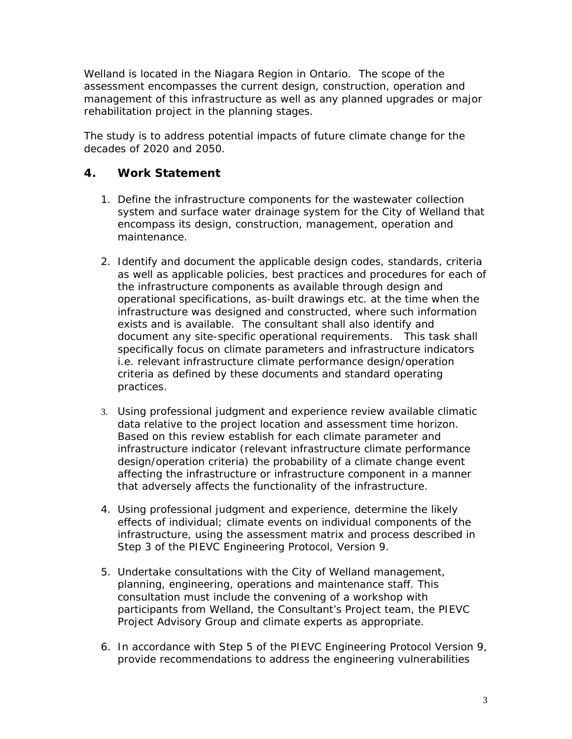Welland is located in the Niagara Region in Ontario. The scope of the assessment encompasses the current design, construction, operation and management of this infrastructure as well as any planned upgrades or major rehabilitation project in the planning stages.

The study is to address potential impacts of future climate change for the decades of 2020 and 2050.

## 4. Work Statement

1. Define the infrastructure components for the wastewater collection system and surface water drainage system for the City of Welland that encompass its design, construction, management, operation and maintenance.

2. Identify and document the applicable design codes, standards, criteria as well as applicable policies, best practices and procedures for each of the infrastructure components as available through design and operational specifications, as-built drawings etc. at the time when the infrastructure was designed and constructed, where such information exists and is available. The consultant shall also identify and document any site-specific operational requirements. This task shall specifically focus on climate parameters and infrastructure indicators i.e. relevant infrastructure climate performance design/operation criteria as defined by these documents and standard operating practices.

3. Using professional judgment and experience review available climatic data relative to the project location and assessment time horizon. Based on this review establish for each climate parameter and infrastructure indicator (relevant infrastructure climate performance design/operation criteria) the probability of a climate change event affecting the infrastructure or infrastructure component in a manner that adversely affects the functionality of the infrastructure.

4. Using professional judgment and experience, determine the likely effects of individual; climate events on individual components of the infrastructure, using the assessment matrix and process described in Step 3 of the PIEVC Engineering Protocol, Version 9.

5. Undertake consultations with the City of Welland management, planning, engineering, operations and maintenance staff. This consultation must include the convening of a workshop with participants from Welland, the Consultant's Project team, the PIEVC Project Advisory Group and climate experts as appropriate.

6. In accordance with Step 5 of the PIEVC Engineering Protocol Version 9, provide recommendations to address the engineering vulnerabilities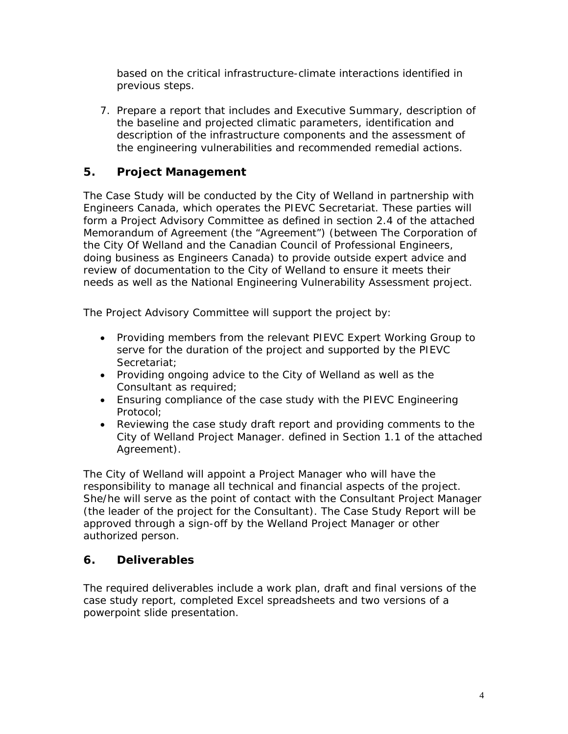based on the critical infrastructure-climate interactions identified in previous steps.

7. Prepare a report that includes and Executive Summary, description of the baseline and projected climatic parameters, identification and description of the infrastructure components and the assessment of the engineering vulnerabilities and recommended remedial actions.

## 5. Project Management

The Case Study will be conducted by the City of Welland in partnership with Engineers Canada, which operates the PIEVC Secretariat. These parties will form a Project Advisory Committee as defined in section 2.4 of the attached Memorandum of Agreement (the "Agreement") (between The Corporation of the City Of Welland and the Canadian Council of Professional Engineers, doing business as Engineers Canada) to provide outside expert advice and review of documentation to the City of Welland to ensure it meets their needs as well as the National Engineering Vulnerability Assessment project.

The Project Advisory Committee will support the project by:

- Providing members from the relevant PIEVC Expert Working Group to serve for the duration of the project and supported by the PIEVC Secretariat;
- Providing ongoing advice to the City of Welland as well as the Consultant as required;
- Ensuring compliance of the case study with the PIEVC Engineering Protocol;
- Reviewing the case study draft report and providing comments to the City of Welland Project Manager. defined in Section 1.1 of the attached Agreement).

The City of Welland will appoint a Project Manager who will have the responsibility to manage all technical and financial aspects of the project. She/he will serve as the point of contact with the Consultant Project Manager (the leader of the project for the Consultant). The Case Study Report will be approved through a sign-off by the Welland Project Manager or other authorized person.

## 6. Deliverables

The required deliverables include a work plan, draft and final versions of the case study report, completed Excel spreadsheets and two versions of a powerpoint slide presentation.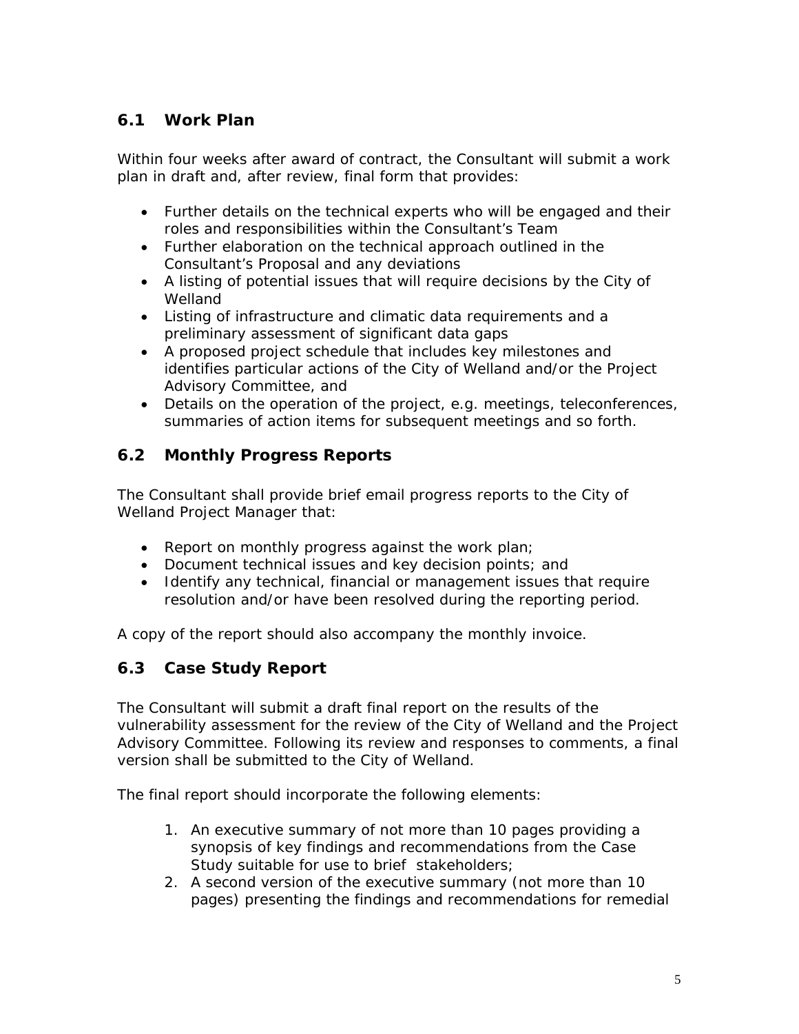## 6.1 Work Plan

Within four weeks after award of contract, the Consultant will submit a work plan in draft and, after review, final form that provides:

- Further details on the technical experts who will be engaged and their roles and responsibilities within the Consultant's Team
- Further elaboration on the technical approach outlined in the Consultant's Proposal and any deviations
- A listing of potential issues that will require decisions by the City of Welland
- Listing of infrastructure and climatic data requirements and a preliminary assessment of significant data gaps
- A proposed project schedule that includes key milestones and identifies particular actions of the City of Welland and/or the Project Advisory Committee, and
- Details on the operation of the project, e.g. meetings, teleconferences, summaries of action items for subsequent meetings and so forth.

## 6.2 Monthly Progress Reports

The Consultant shall provide brief email progress reports to the City of Welland Project Manager that:

- Report on monthly progress against the work plan;
- Document technical issues and key decision points; and
- Identify any technical, financial or management issues that require resolution and/or have been resolved during the reporting period.

A copy of the report should also accompany the monthly invoice.

## 6.3 Case Study Report

The Consultant will submit a draft final report on the results of the vulnerability assessment for the review of the City of Welland and the Project Advisory Committee. Following its review and responses to comments, a final version shall be submitted to the City of Welland.

The final report should incorporate the following elements:

1. An executive summary of not more than 10 pages providing a synopsis of key findings and recommendations from the Case Study suitable for use to brief stakeholders;
2. A second version of the executive summary (not more than 10 pages) presenting the findings and recommendations for remedial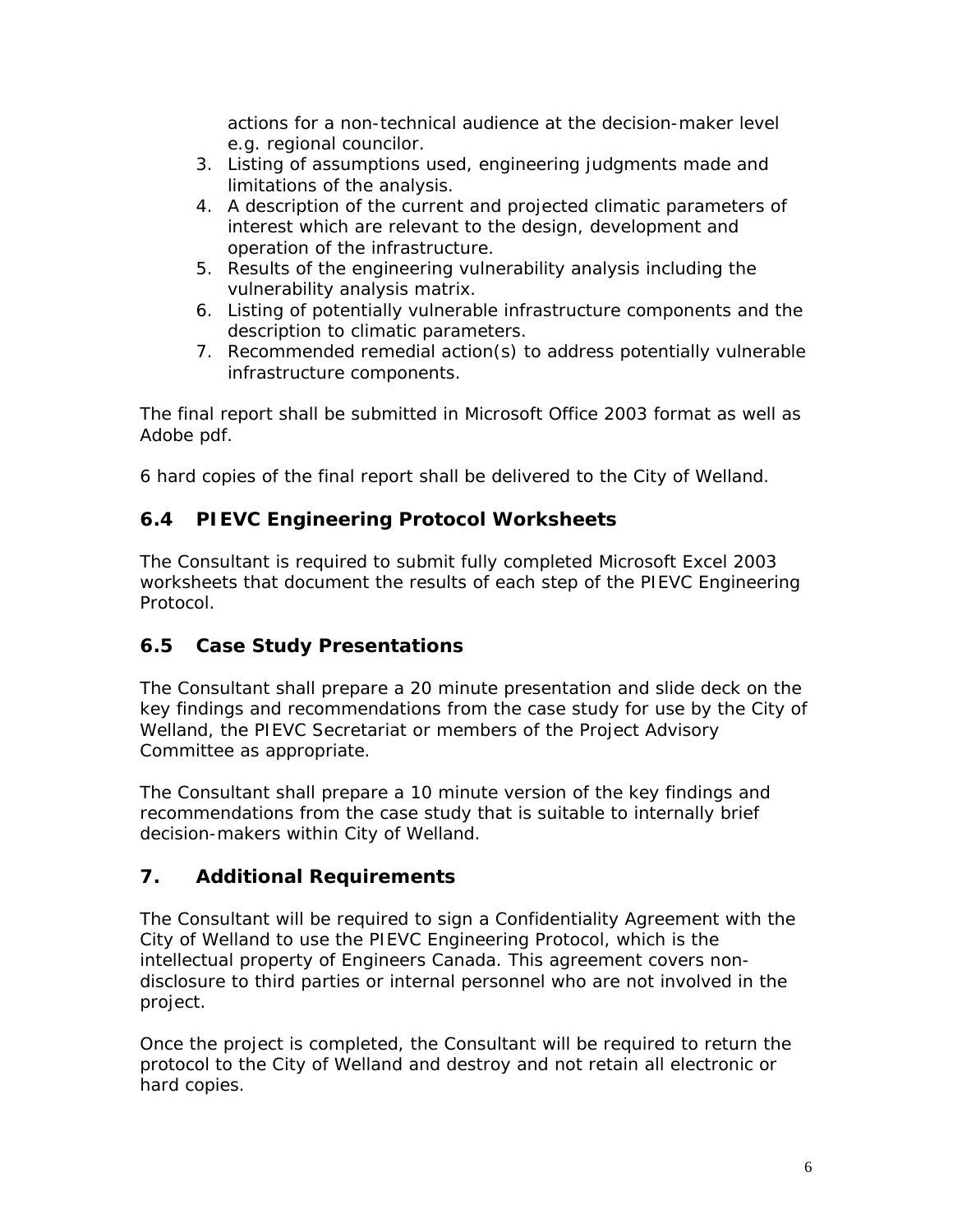actions for a non-technical audience at the decision-maker level e.g. regional councilor.

3. Listing of assumptions used, engineering judgments made and limitations of the analysis.
4. A description of the current and projected climatic parameters of interest which are relevant to the design, development and operation of the infrastructure.
5. Results of the engineering vulnerability analysis including the vulnerability analysis matrix.
6. Listing of potentially vulnerable infrastructure components and the description to climatic parameters.
7. Recommended remedial action(s) to address potentially vulnerable infrastructure components.

The final report shall be submitted in Microsoft Office 2003 format as well as Adobe pdf.

6 hard copies of the final report shall be delivered to the City of Welland.

## 6.4 PIEVC Engineering Protocol Worksheets

The Consultant is required to submit fully completed Microsoft Excel 2003 worksheets that document the results of each step of the PIEVC Engineering Protocol.

## 6.5 Case Study Presentations

The Consultant shall prepare a 20 minute presentation and slide deck on the key findings and recommendations from the case study for use by the City of Welland, the PIEVC Secretariat or members of the Project Advisory Committee as appropriate.

The Consultant shall prepare a 10 minute version of the key findings and recommendations from the case study that is suitable to internally brief decision-makers within City of Welland.

## 7. Additional Requirements

The Consultant will be required to sign a Confidentiality Agreement with the City of Welland to use the PIEVC Engineering Protocol, which is the intellectual property of Engineers Canada. This agreement covers non-disclosure to third parties or internal personnel who are not involved in the project.

Once the project is completed, the Consultant will be required to return the protocol to the City of Welland and destroy and not retain all electronic or hard copies.